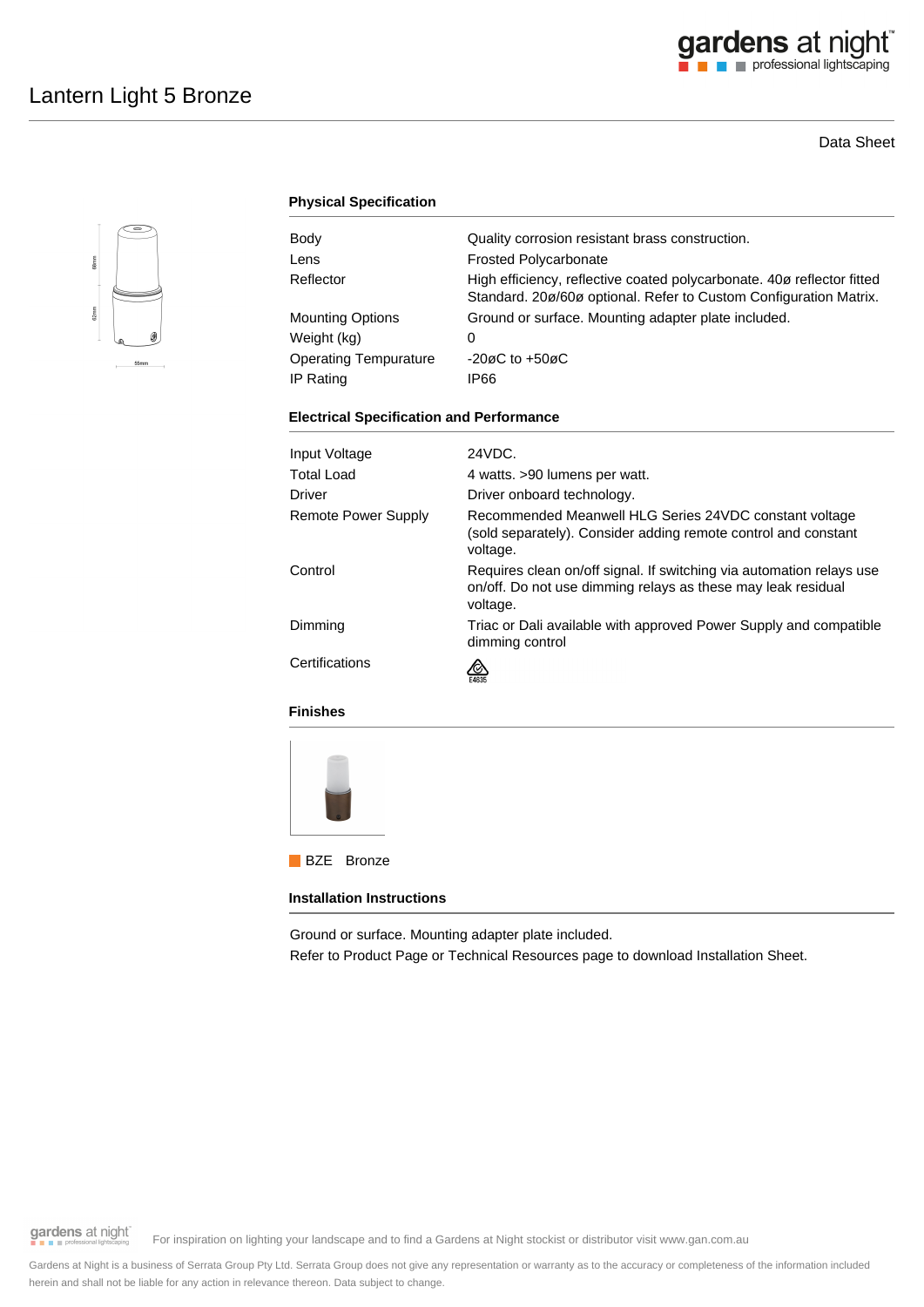# Lantern Light 5 Bronze

Data Sheet

### Physical Specification

| | |
|---|---|
| Body | Quality corrosion resistant brass construction. |
| Lens | Frosted Polycarbonate |
| Reflector | High efficiency, reflective coated polycarbonate. 40ø reflector fitted Standard. 20ø/60ø optional. Refer to Custom Configuration Matrix. |
| Mounting Options | Ground or surface. Mounting adapter plate included. |
| Weight (kg) | 0 |
| Operating Tempurature | -20øC to +50øC |
| IP Rating | IP66 |

### Electrical Specification and Performance

| | |
|---|---|
| Input Voltage | 24VDC. |
| Total Load | 4 watts. >90 lumens per watt. |
| Driver | Driver onboard technology. |
| Remote Power Supply | Recommended Meanwell HLG Series 24VDC constant voltage (sold separately). Consider adding remote control and constant voltage. |
| Control | Requires clean on/off signal. If switching via automation relays use on/off. Do not use dimming relays as these may leak residual voltage. |
| Dimming | Triac or Dali available with approved Power Supply and compatible dimming control |
| Certifications | E4635 |

### Finishes

BZE Bronze

### Installation Instructions

Ground or surface. Mounting adapter plate included.

Refer to Product Page or Technical Resources page to download Installation Sheet.

For inspiration on lighting your landscape and to find a Gardens at Night stockist or distributor visit www.gan.com.au

Gardens at Night is a business of Serrata Group Pty Ltd. Serrata Group does not give any representation or warranty as to the accuracy or completeness of the information included herein and shall not be liable for any action in relevance thereon. Data subject to change.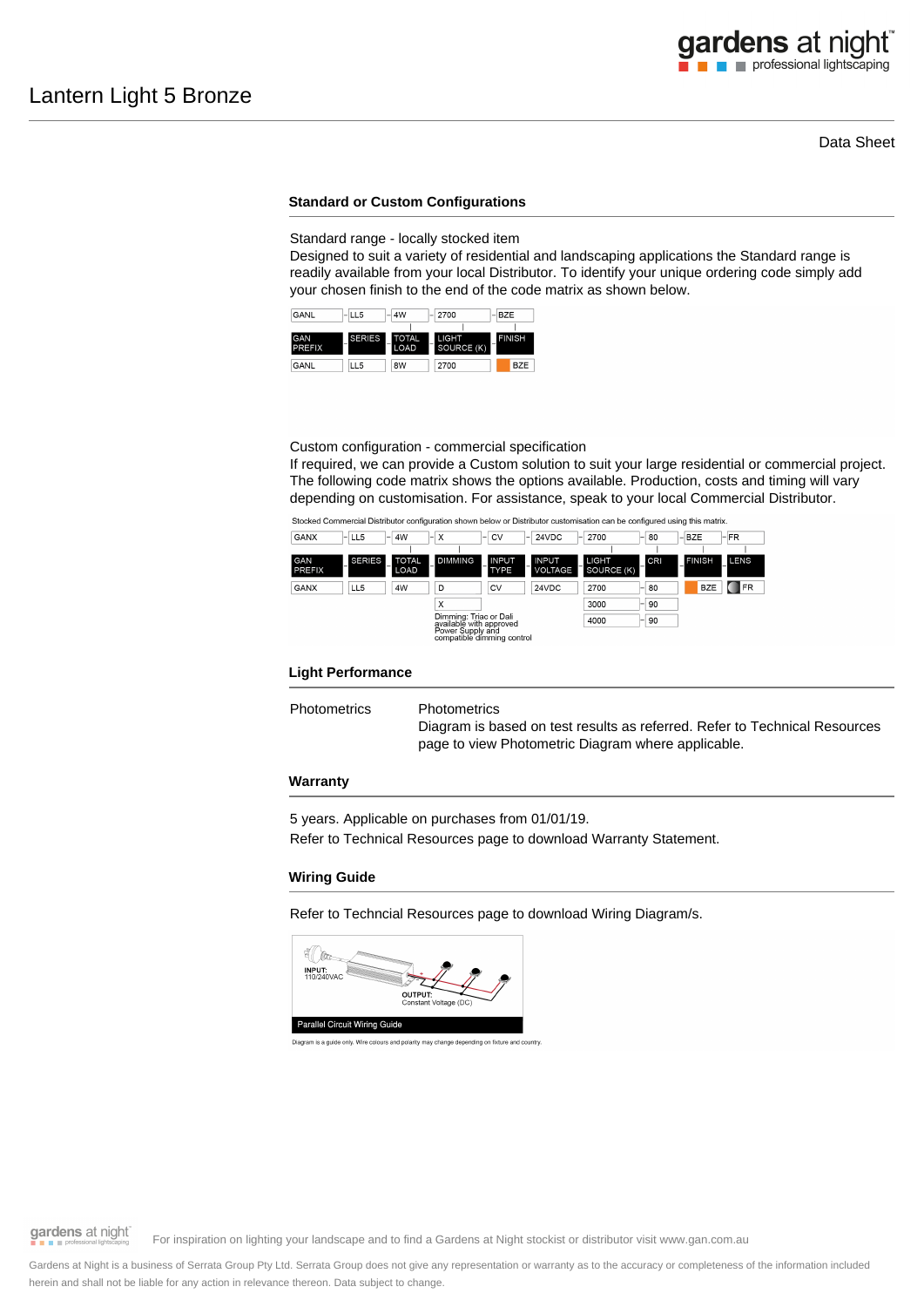# Lantern Light 5 Bronze

Data Sheet

## Standard or Custom Configurations

Standard range - locally stocked item
Designed to suit a variety of residential and landscaping applications the Standard range is readily available from your local Distributor. To identify your unique ordering code simply add your chosen finish to the end of the code matrix as shown below.

| GANL | LL5 | 4W | 2700 | BZE |
|---|---|---|---|---|
| GAN PREFIX | SERIES | TOTAL LOAD | LIGHT SOURCE (K) | FINISH |
| GANL | LL5 | 8W | 2700 | BZE |

Custom configuration - commercial specification
If required, we can provide a Custom solution to suit your large residential or commercial project. The following code matrix shows the options available. Production, costs and timing will vary depending on customisation. For assistance, speak to your local Commercial Distributor.

Stocked Commercial Distributor configuration shown below or Distributor customisation can be configured using this matrix.

| GANX | LL5 | 4W | X | CV | 24VDC | 2700 | 80 | BZE | FR |
|---|---|---|---|---|---|---|---|---|---|
| GAN PREFIX | SERIES | TOTAL LOAD | DIMMING | INPUT TYPE | INPUT VOLTAGE | LIGHT SOURCE (K) | CRI | FINISH | LENS |
| GANX | LL5 | 4W | D | CV | 24VDC | 2700 | 80 | BZE | FR |
| | | | X | | | 3000 | 90 | | |
| | | | | | | 4000 | 90 | | |

Dimming: Triac or Dali available with approved Power Supply and compatible dimming control

## Light Performance

Photometrics

Photometrics
Diagram is based on test results as referred. Refer to Technical Resources page to view Photometric Diagram where applicable.

## Warranty

5 years. Applicable on purchases from 01/01/19.
Refer to Technical Resources page to download Warranty Statement.

## Wiring Guide

Refer to Techncial Resources page to download Wiring Diagram/s.

INPUT: 110/240VAC

OUTPUT: Constant Voltage (DC)

Parallel Circuit Wiring Guide

Diagram is a guide only. Wire colours and polarity may change depending on fixture and country.

For inspiration on lighting your landscape and to find a Gardens at Night stockist or distributor visit www.gan.com.au

Gardens at Night is a business of Serrata Group Pty Ltd. Serrata Group does not give any representation or warranty as to the accuracy or completeness of the information included herein and shall not be liable for any action in relevance thereon. Data subject to change.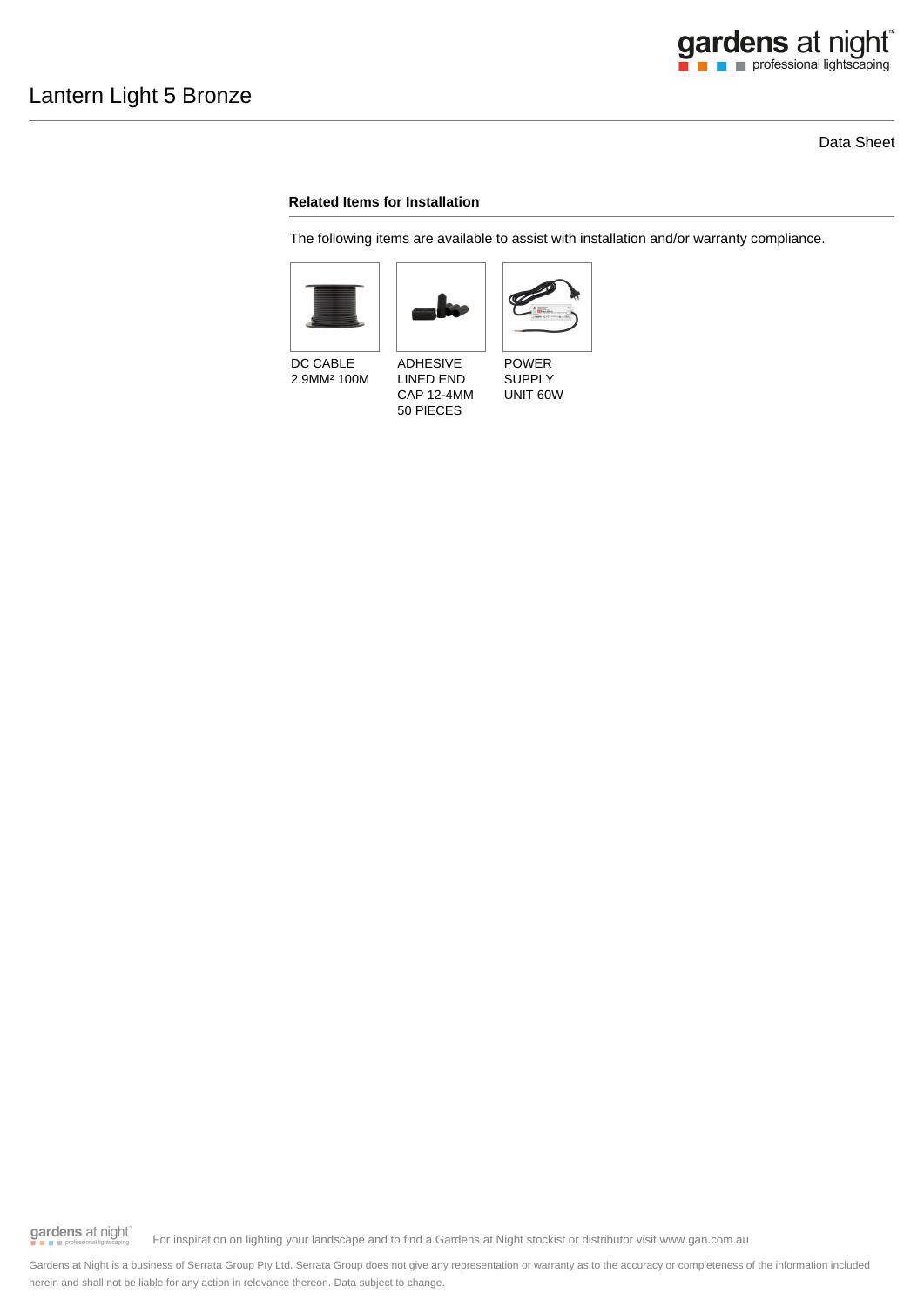# Lantern Light 5 Bronze

Data Sheet

### Related Items for Installation

The following items are available to assist with installation and/or warranty compliance.

DC CABLE 2.9MM² 100M

ADHESIVE LINED END CAP 12-4MM 50 PIECES

POWER SUPPLY UNIT 60W

For inspiration on lighting your landscape and to find a Gardens at Night stockist or distributor visit www.gan.com.au

Gardens at Night is a business of Serrata Group Pty Ltd. Serrata Group does not give any representation or warranty as to the accuracy or completeness of the information included herein and shall not be liable for any action in relevance thereon. Data subject to change.